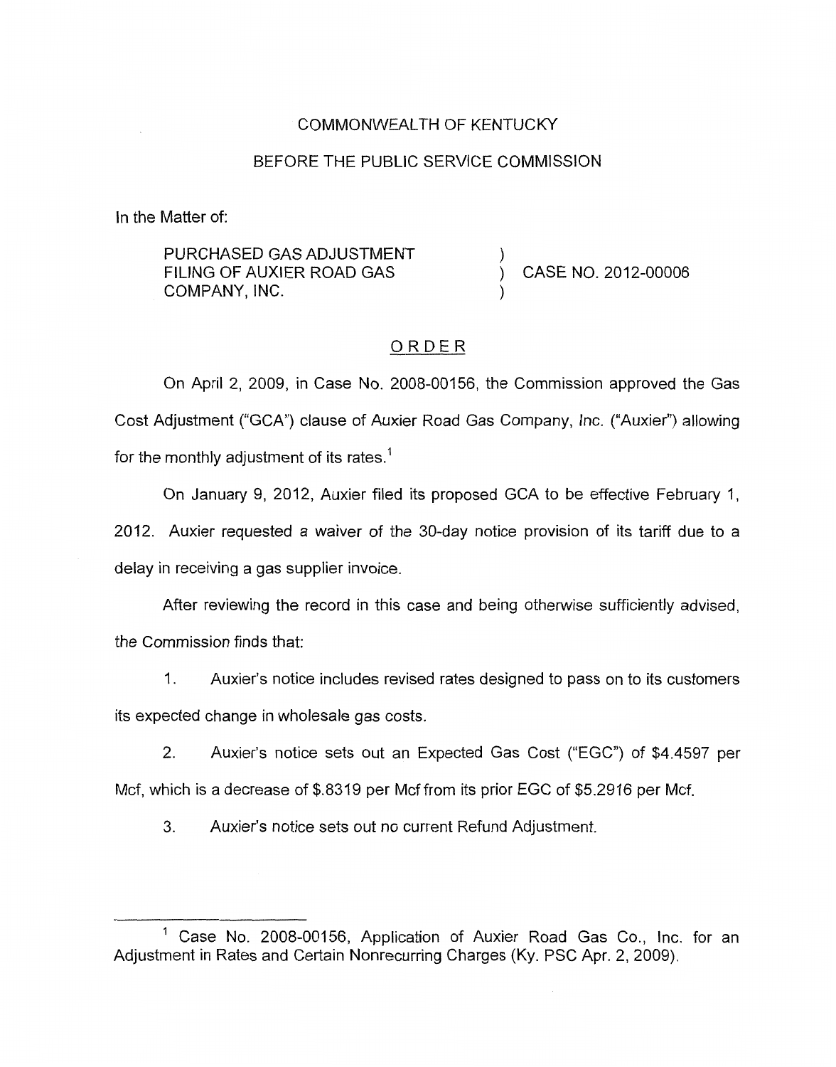COMMONWEALTH OF KENTUCKY

BEFORE THE PUBLIC SERVICE COMMISSION

In the Matter of:

PURCHASED GAS ADJUSTMENT FILING OF AUXIER ROAD GAS COMPANY, INC. ) CASE NO. 2012-00006

# ORDER

On April 2, 2009, in Case No. 2008-00156, the Commission approved the Gas Cost Adjustment ("GCA") clause of Auxier Road Gas Company, Inc. ("Auxier") allowing for the monthly adjustment of its rates.[1]

On January 9, 2012, Auxier filed its proposed GCA to be effective February 1, 2012. Auxier requested a waiver of the 30-day notice provision of its tariff due to a delay in receiving a gas supplier invoice.

After reviewing the record in this case and being otherwise sufficiently advised, the Commission finds that:

1. Auxier's notice includes revised rates designed to pass on to its customers its expected change in wholesale gas costs.

2. Auxier's notice sets out an Expected Gas Cost ("EGC") of $4.4597 per Mcf, which is a decrease of $.8319 per Mcf from its prior EGC of $5.2916 per Mcf.

3. Auxier's notice sets out no current Refund Adjustment.

---

[1] Case No. 2008-00156, Application of Auxier Road Gas Co., Inc. for an Adjustment in Rates and Certain Nonrecurring Charges (Ky. PSC Apr. 2, 2009).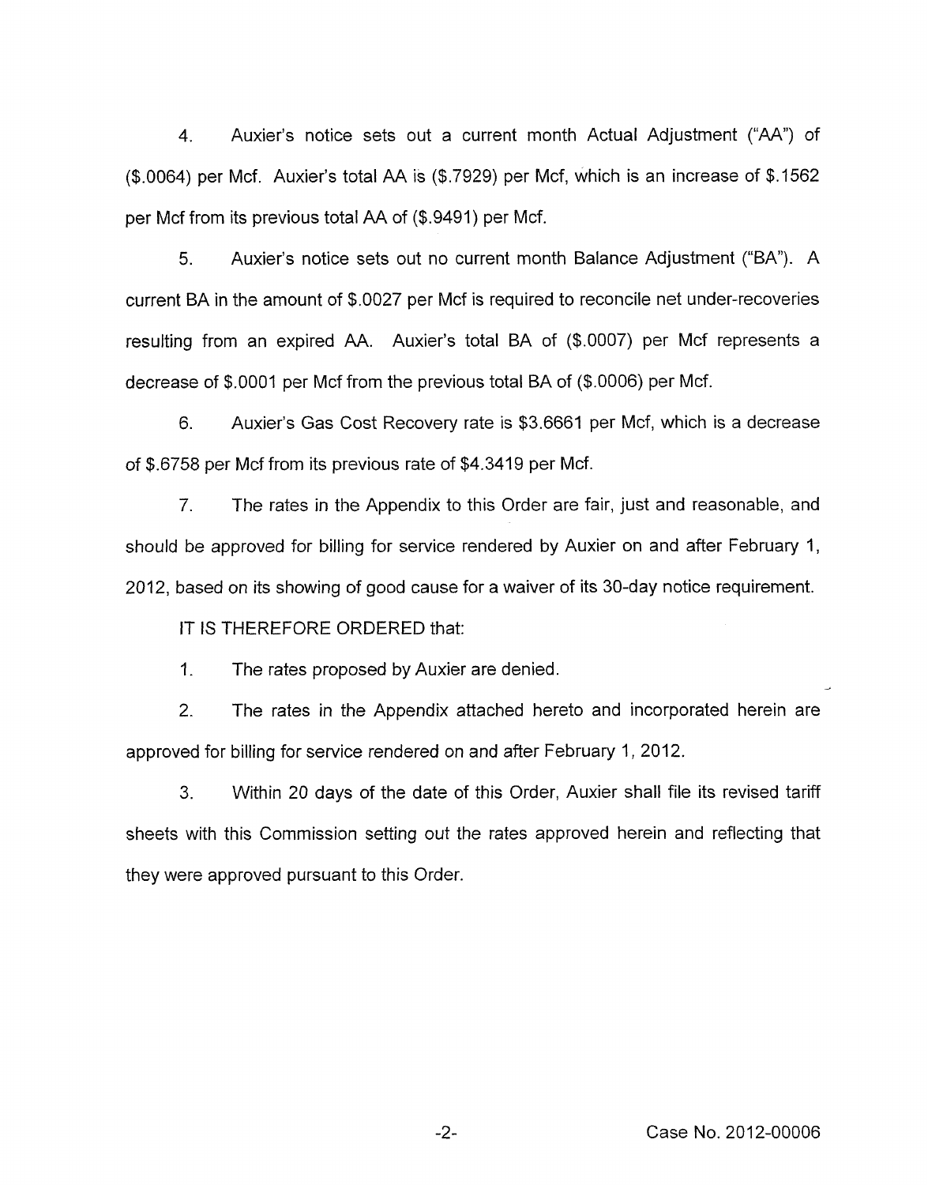4. Auxier's notice sets out a current month Actual Adjustment ("AA") of ($.0064) per Mcf. Auxier's total AA is ($.7929) per Mcf, which is an increase of $.1562 per Mcf from its previous total AA of ($.9491) per Mcf.

5. Auxier's notice sets out no current month Balance Adjustment ("BA"). A current BA in the amount of $.0027 per Mcf is required to reconcile net under-recoveries resulting from an expired AA. Auxier's total BA of ($.0007) per Mcf represents a decrease of $.0001 per Mcf from the previous total BA of ($.0006) per Mcf.

6. Auxier's Gas Cost Recovery rate is $3.6661 per Mcf, which is a decrease of $.6758 per Mcf from its previous rate of $4.3419 per Mcf.

7. The rates in the Appendix to this Order are fair, just and reasonable, and should be approved for billing for service rendered by Auxier on and after February 1, 2012, based on its showing of good cause for a waiver of its 30-day notice requirement.

IT IS THEREFORE ORDERED that:

1. The rates proposed by Auxier are denied.

2. The rates in the Appendix attached hereto and incorporated herein are approved for billing for service rendered on and after February 1, 2012.

3. Within 20 days of the date of this Order, Auxier shall file its revised tariff sheets with this Commission setting out the rates approved herein and reflecting that they were approved pursuant to this Order.

Case No. 2012-00006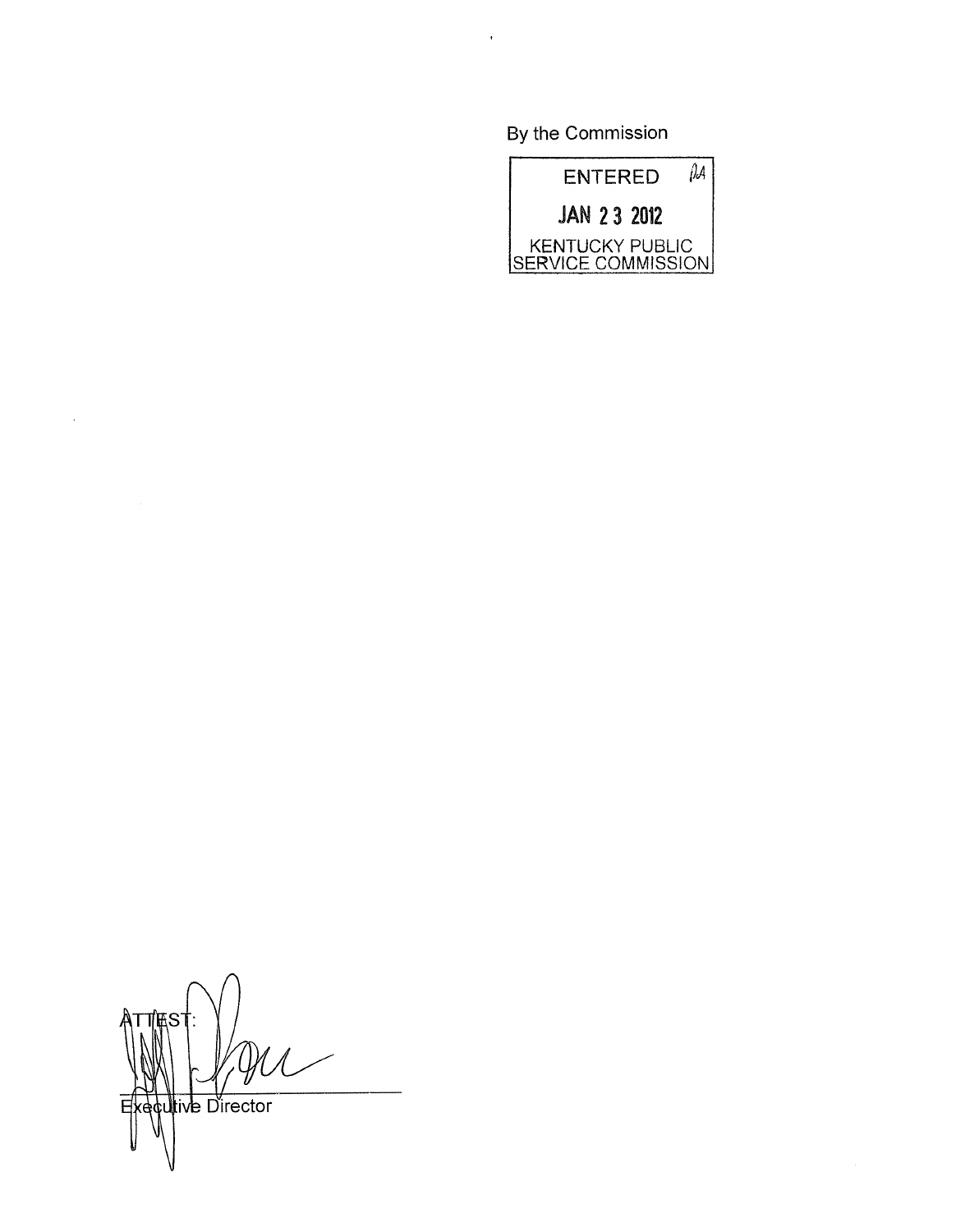By the Commission

ENTERED

JAN 23 2012

KENTUCKY PUBLIC SERVICE COMMISSION

ATTEST:

Executive Director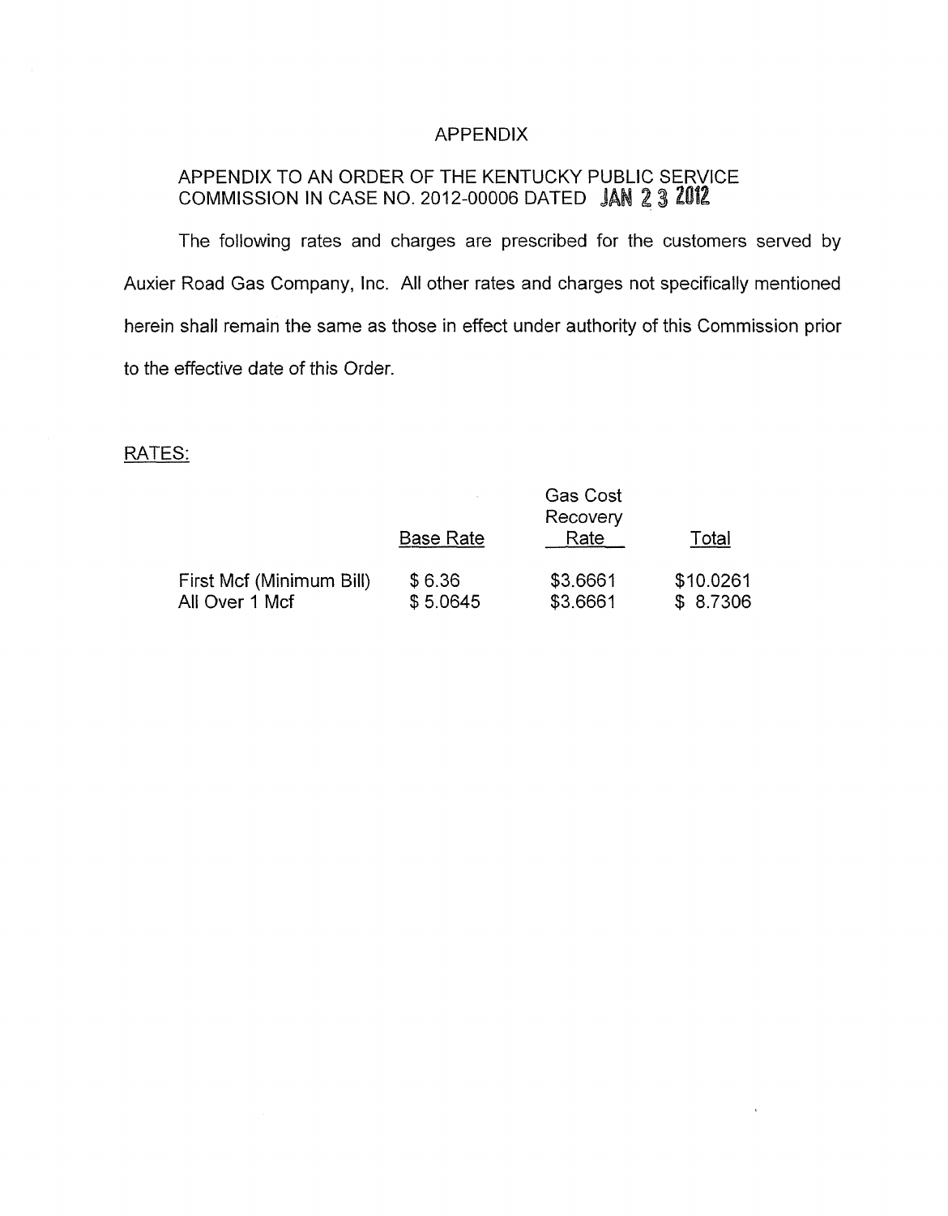# APPENDIX

## APPENDIX TO AN ORDER OF THE KENTUCKY PUBLIC SERVICE COMMISSION IN CASE NO. 2012-00006 DATED JAN 23 2012

The following rates and charges are prescribed for the customers served by Auxier Road Gas Company, Inc. All other rates and charges not specifically mentioned herein shall remain the same as those in effect under authority of this Commission prior to the effective date of this Order.

RATES:

| | Base Rate | Gas Cost Recovery Rate | Total |
|---|---|---|---|
| First Mcf (Minimum Bill) | $ 6.36 | $3.6661 | $10.0261 |
| All Over 1 Mcf | $ 5.0645 | $3.6661 | $ 8.7306 |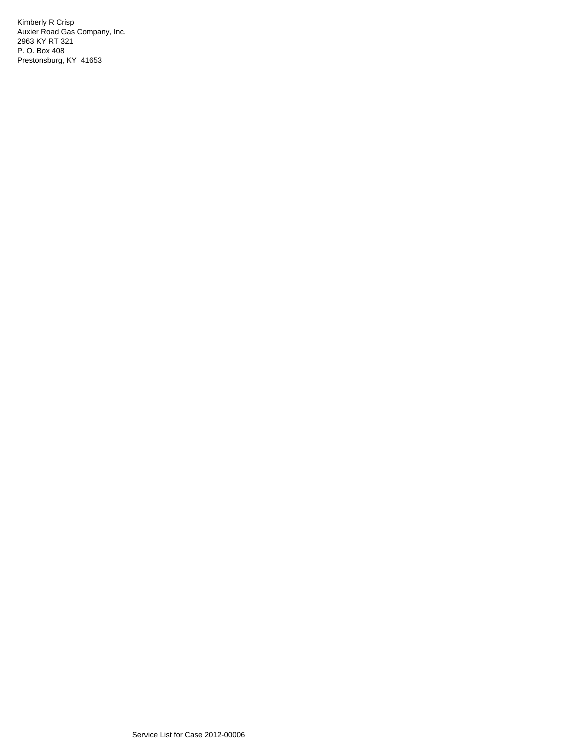Kimberly R Crisp
Auxier Road Gas Company, Inc.
2963 KY RT 321
P. O. Box 408
Prestonsburg, KY 41653